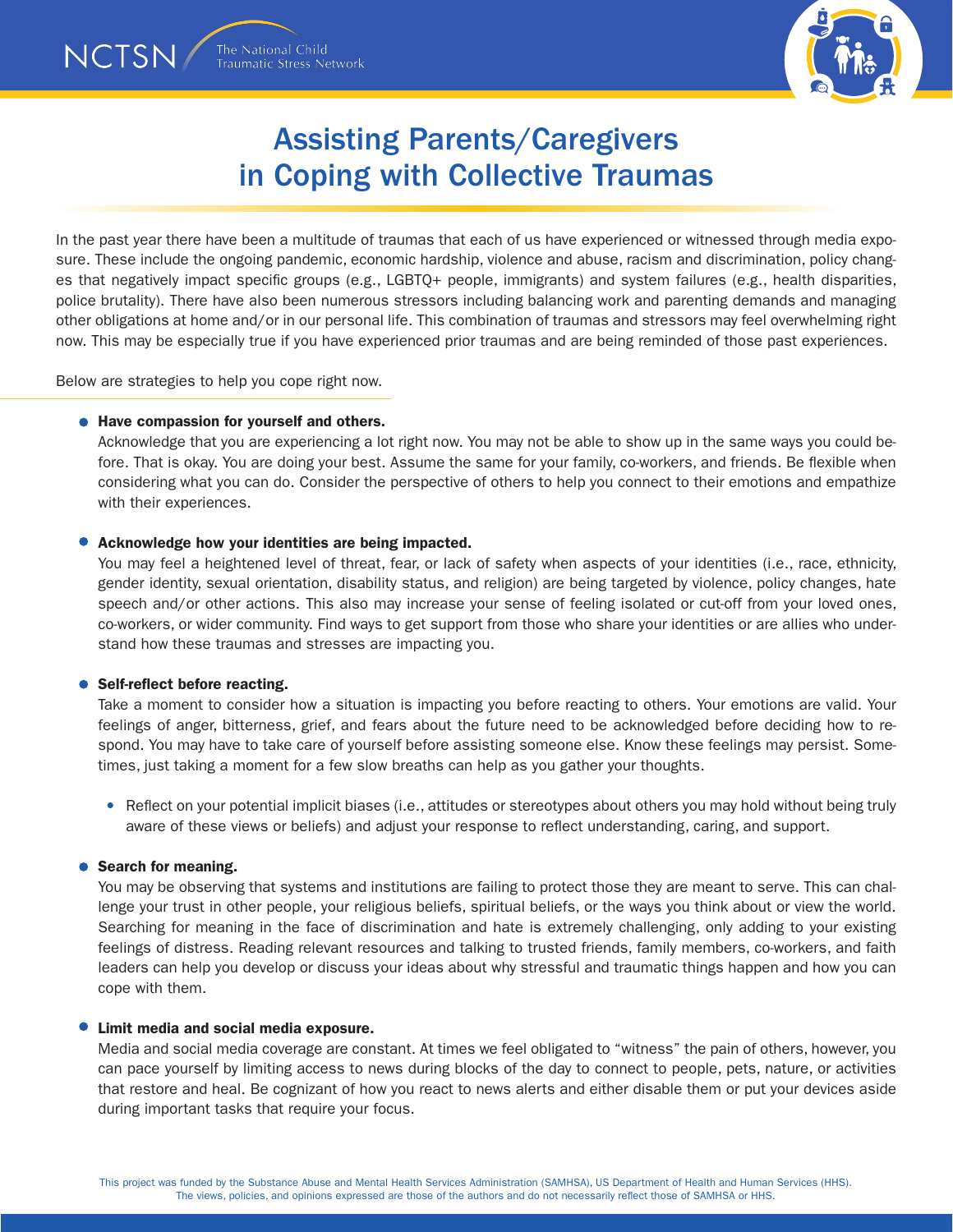NCTSN The National Child Traumatic Stress Network

# Assisting Parents/Caregivers in Coping with Collective Traumas

In the past year there have been a multitude of traumas that each of us have experienced or witnessed through media exposure. These include the ongoing pandemic, economic hardship, violence and abuse, racism and discrimination, policy changes that negatively impact specific groups (e.g., LGBTQ+ people, immigrants) and system failures (e.g., health disparities, police brutality). There have also been numerous stressors including balancing work and parenting demands and managing other obligations at home and/or in our personal life. This combination of traumas and stressors may feel overwhelming right now. This may be especially true if you have experienced prior traumas and are being reminded of those past experiences.

Below are strategies to help you cope right now.

- **Have compassion for yourself and others.**
  Acknowledge that you are experiencing a lot right now. You may not be able to show up in the same ways you could before. That is okay. You are doing your best. Assume the same for your family, co-workers, and friends. Be flexible when considering what you can do. Consider the perspective of others to help you connect to their emotions and empathize with their experiences.

- **Acknowledge how your identities are being impacted.**
  You may feel a heightened level of threat, fear, or lack of safety when aspects of your identities (i.e., race, ethnicity, gender identity, sexual orientation, disability status, and religion) are being targeted by violence, policy changes, hate speech and/or other actions. This also may increase your sense of feeling isolated or cut-off from your loved ones, co-workers, or wider community. Find ways to get support from those who share your identities or are allies who understand how these traumas and stresses are impacting you.

- **Self-reflect before reacting.**
  Take a moment to consider how a situation is impacting you before reacting to others. Your emotions are valid. Your feelings of anger, bitterness, grief, and fears about the future need to be acknowledged before deciding how to respond. You may have to take care of yourself before assisting someone else. Know these feelings may persist. Sometimes, just taking a moment for a few slow breaths can help as you gather your thoughts.

  - Reflect on your potential implicit biases (i.e., attitudes or stereotypes about others you may hold without being truly aware of these views or beliefs) and adjust your response to reflect understanding, caring, and support.

- **Search for meaning.**
  You may be observing that systems and institutions are failing to protect those they are meant to serve. This can challenge your trust in other people, your religious beliefs, spiritual beliefs, or the ways you think about or view the world. Searching for meaning in the face of discrimination and hate is extremely challenging, only adding to your existing feelings of distress. Reading relevant resources and talking to trusted friends, family members, co-workers, and faith leaders can help you develop or discuss your ideas about why stressful and traumatic things happen and how you can cope with them.

- **Limit media and social media exposure.**
  Media and social media coverage are constant. At times we feel obligated to "witness" the pain of others, however, you can pace yourself by limiting access to news during blocks of the day to connect to people, pets, nature, or activities that restore and heal. Be cognizant of how you react to news alerts and either disable them or put your devices aside during important tasks that require your focus.

This project was funded by the Substance Abuse and Mental Health Services Administration (SAMHSA), US Department of Health and Human Services (HHS). The views, policies, and opinions expressed are those of the authors and do not necessarily reflect those of SAMHSA or HHS.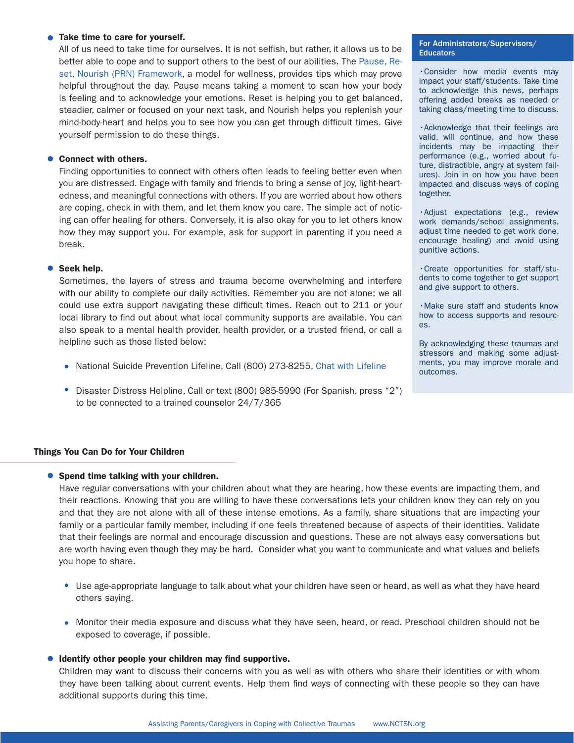- **Take time to care for yourself.**
  All of us need to take time for ourselves. It is not selfish, but rather, it allows us to be better able to cope and to support others to the best of our abilities. The Pause, Reset, Nourish (PRN) Framework, a model for wellness, provides tips which may prove helpful throughout the day. Pause means taking a moment to scan how your body is feeling and to acknowledge your emotions. Reset is helping you to get balanced, steadier, calmer or focused on your next task, and Nourish helps you replenish your mind-body-heart and helps you to see how you can get through difficult times. Give yourself permission to do these things.

- **Connect with others.**
  Finding opportunities to connect with others often leads to feeling better even when you are distressed. Engage with family and friends to bring a sense of joy, light-heartedness, and meaningful connections with others. If you are worried about how others are coping, check in with them, and let them know you care. The simple act of noticing can offer healing for others. Conversely, it is also okay for you to let others know how they may support you. For example, ask for support in parenting if you need a break.

- **Seek help.**
  Sometimes, the layers of stress and trauma become overwhelming and interfere with our ability to complete our daily activities. Remember you are not alone; we all could use extra support navigating these difficult times. Reach out to 211 or your local library to find out about what local community supports are available. You can also speak to a mental health provider, health provider, or a trusted friend, or call a helpline such as those listed below:

  - National Suicide Prevention Lifeline, Call (800) 273-8255, Chat with Lifeline
  - Disaster Distress Helpline, Call or text (800) 985-5990 (For Spanish, press "2") to be connected to a trained counselor 24/7/365

### For Administrators/Supervisors/Educators

- Consider how media events may impact your staff/students. Take time to acknowledge this news, perhaps offering added breaks as needed or taking class/meeting time to discuss.
- Acknowledge that their feelings are valid, will continue, and how these incidents may be impacting their performance (e.g., worried about future, distractible, angry at system failures). Join in on how you have been impacted and discuss ways of coping together.
- Adjust expectations (e.g., review work demands/school assignments, adjust time needed to get work done, encourage healing) and avoid using punitive actions.
- Create opportunities for staff/students to come together to get support and give support to others.
- Make sure staff and students know how to access supports and resources.

By acknowledging these traumas and stressors and making some adjustments, you may improve morale and outcomes.

## Things You Can Do for Your Children

- **Spend time talking with your children.**
  Have regular conversations with your children about what they are hearing, how these events are impacting them, and their reactions. Knowing that you are willing to have these conversations lets your children know they can rely on you and that they are not alone with all of these intense emotions. As a family, share situations that are impacting your family or a particular family member, including if one feels threatened because of aspects of their identities. Validate that their feelings are normal and encourage discussion and questions. These are not always easy conversations but are worth having even though they may be hard. Consider what you want to communicate and what values and beliefs you hope to share.

  - Use age-appropriate language to talk about what your children have seen or heard, as well as what they have heard others saying.
  - Monitor their media exposure and discuss what they have seen, heard, or read. Preschool children should not be exposed to coverage, if possible.

- **Identify other people your children may find supportive.**
  Children may want to discuss their concerns with you as well as with others who share their identities or with whom they have been talking about current events. Help them find ways of connecting with these people so they can have additional supports during this time.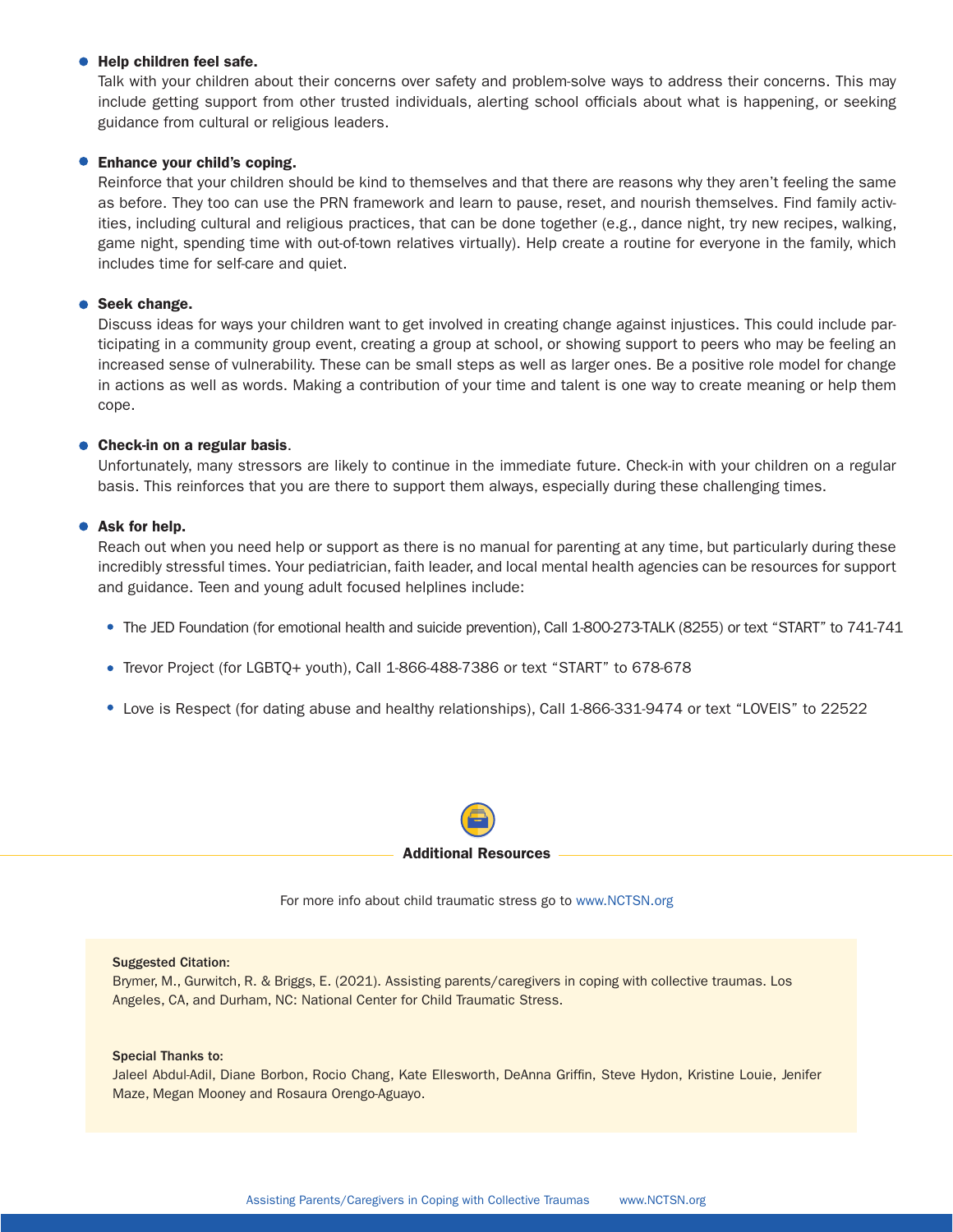- **Help children feel safe.**
  Talk with your children about their concerns over safety and problem-solve ways to address their concerns. This may include getting support from other trusted individuals, alerting school officials about what is happening, or seeking guidance from cultural or religious leaders.

- **Enhance your child's coping.**
  Reinforce that your children should be kind to themselves and that there are reasons why they aren't feeling the same as before. They too can use the PRN framework and learn to pause, reset, and nourish themselves. Find family activities, including cultural and religious practices, that can be done together (e.g., dance night, try new recipes, walking, game night, spending time with out-of-town relatives virtually). Help create a routine for everyone in the family, which includes time for self-care and quiet.

- **Seek change.**
  Discuss ideas for ways your children want to get involved in creating change against injustices. This could include participating in a community group event, creating a group at school, or showing support to peers who may be feeling an increased sense of vulnerability. These can be small steps as well as larger ones. Be a positive role model for change in actions as well as words. Making a contribution of your time and talent is one way to create meaning or help them cope.

- **Check-in on a regular basis**.
  Unfortunately, many stressors are likely to continue in the immediate future. Check-in with your children on a regular basis. This reinforces that you are there to support them always, especially during these challenging times.

- **Ask for help.**
  Reach out when you need help or support as there is no manual for parenting at any time, but particularly during these incredibly stressful times. Your pediatrician, faith leader, and local mental health agencies can be resources for support and guidance. Teen and young adult focused helplines include:

  - The JED Foundation (for emotional health and suicide prevention), Call 1-800-273-TALK (8255) or text "START" to 741-741
  - Trevor Project (for LGBTQ+ youth), Call 1-866-488-7386 or text "START" to 678-678
  - Love is Respect (for dating abuse and healthy relationships), Call 1-866-331-9474 or text "LOVEIS" to 22522

## Additional Resources

For more info about child traumatic stress go to www.NCTSN.org

**Suggested Citation:**
Brymer, M., Gurwitch, R. & Briggs, E. (2021). Assisting parents/caregivers in coping with collective traumas. Los Angeles, CA, and Durham, NC: National Center for Child Traumatic Stress.

**Special Thanks to:**
Jaleel Abdul-Adil, Diane Borbon, Rocio Chang, Kate Ellesworth, DeAnna Griffin, Steve Hydon, Kristine Louie, Jenifer Maze, Megan Mooney and Rosaura Orengo-Aguayo.